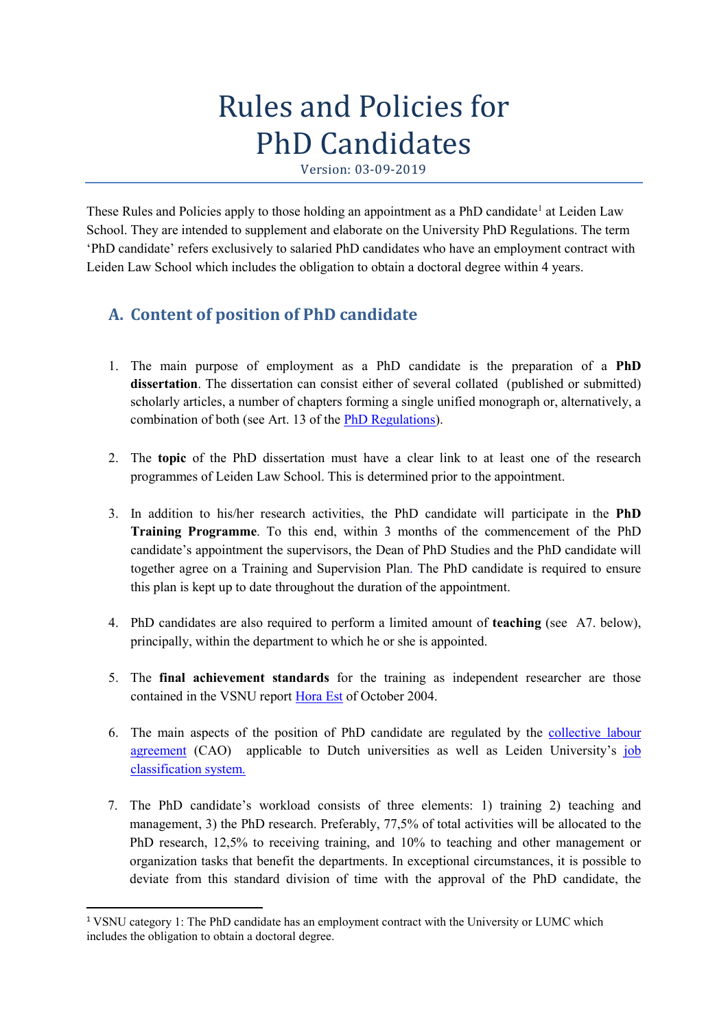# Rules and Policies for PhD Candidates

Version: 03-09-2019

These Rules and Policies apply to those holding an appointment as a PhD candidate[1] at Leiden Law School. They are intended to supplement and elaborate on the University PhD Regulations. The term 'PhD candidate' refers exclusively to salaried PhD candidates who have an employment contract with Leiden Law School which includes the obligation to obtain a doctoral degree within 4 years.

## A. Content of position of PhD candidate

1. The main purpose of employment as a PhD candidate is the preparation of a **PhD dissertation**. The dissertation can consist either of several collated (published or submitted) scholarly articles, a number of chapters forming a single unified monograph or, alternatively, a combination of both (see Art. 13 of the PhD Regulations).

2. The **topic** of the PhD dissertation must have a clear link to at least one of the research programmes of Leiden Law School. This is determined prior to the appointment.

3. In addition to his/her research activities, the PhD candidate will participate in the **PhD Training Programme**. To this end, within 3 months of the commencement of the PhD candidate's appointment the supervisors, the Dean of PhD Studies and the PhD candidate will together agree on a Training and Supervision Plan. The PhD candidate is required to ensure this plan is kept up to date throughout the duration of the appointment.

4. PhD candidates are also required to perform a limited amount of **teaching** (see A7. below), principally, within the department to which he or she is appointed.

5. The **final achievement standards** for the training as independent researcher are those contained in the VSNU report Hora Est of October 2004.

6. The main aspects of the position of PhD candidate are regulated by the collective labour agreement (CAO) applicable to Dutch universities as well as Leiden University's job classification system.

7. The PhD candidate's workload consists of three elements: 1) training 2) teaching and management, 3) the PhD research. Preferably, 77,5% of total activities will be allocated to the PhD research, 12,5% to receiving training, and 10% to teaching and other management or organization tasks that benefit the departments. In exceptional circumstances, it is possible to deviate from this standard division of time with the approval of the PhD candidate, the

[1] VSNU category 1: The PhD candidate has an employment contract with the University or LUMC which includes the obligation to obtain a doctoral degree.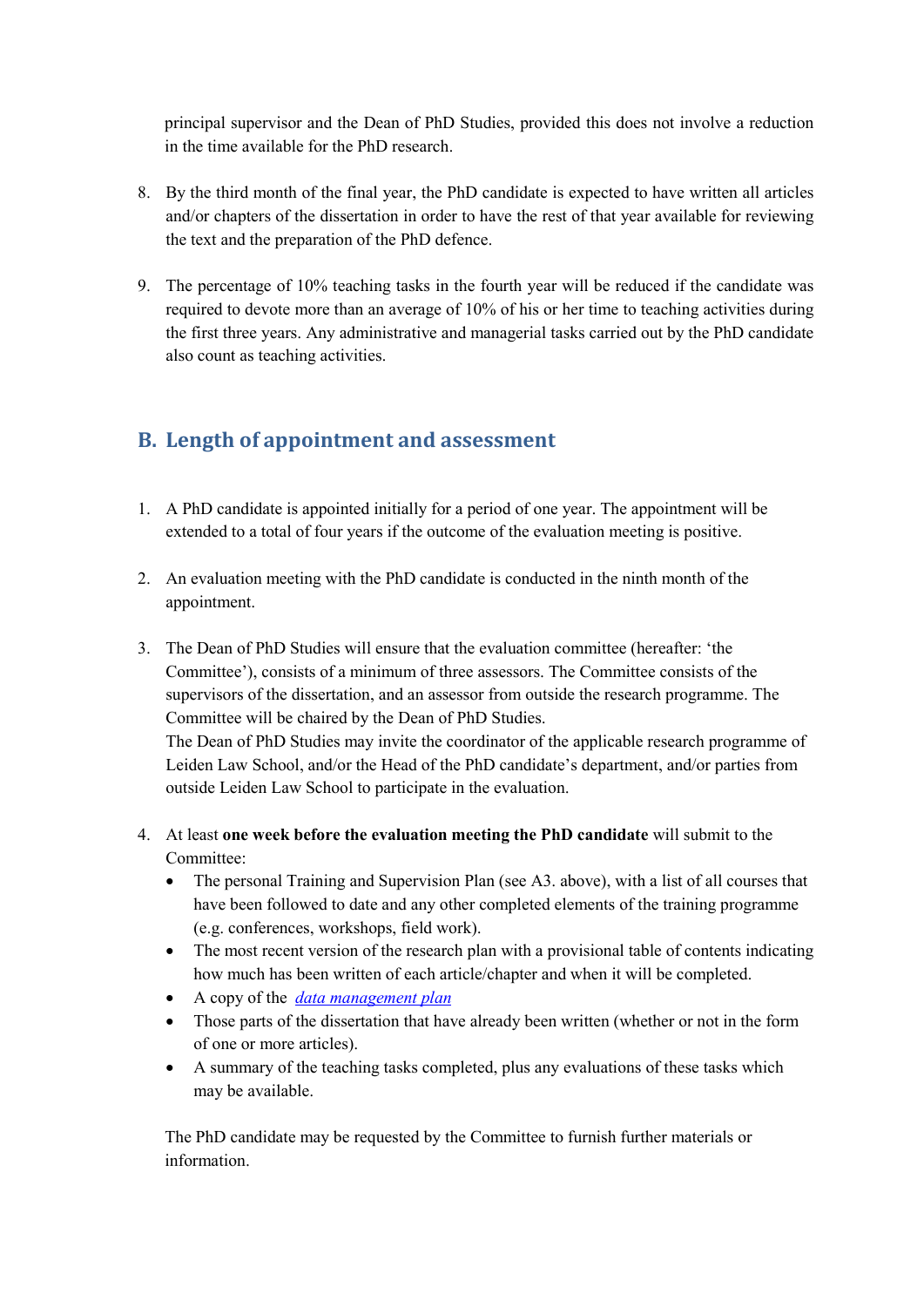principal supervisor and the Dean of PhD Studies, provided this does not involve a reduction in the time available for the PhD research.

8. By the third month of the final year, the PhD candidate is expected to have written all articles and/or chapters of the dissertation in order to have the rest of that year available for reviewing the text and the preparation of the PhD defence.

9. The percentage of 10% teaching tasks in the fourth year will be reduced if the candidate was required to devote more than an average of 10% of his or her time to teaching activities during the first three years. Any administrative and managerial tasks carried out by the PhD candidate also count as teaching activities.

## B. Length of appointment and assessment

1. A PhD candidate is appointed initially for a period of one year. The appointment will be extended to a total of four years if the outcome of the evaluation meeting is positive.

2. An evaluation meeting with the PhD candidate is conducted in the ninth month of the appointment.

3. The Dean of PhD Studies will ensure that the evaluation committee (hereafter: 'the Committee'), consists of a minimum of three assessors. The Committee consists of the supervisors of the dissertation, and an assessor from outside the research programme. The Committee will be chaired by the Dean of PhD Studies.
   The Dean of PhD Studies may invite the coordinator of the applicable research programme of Leiden Law School, and/or the Head of the PhD candidate's department, and/or parties from outside Leiden Law School to participate in the evaluation.

4. At least **one week before the evaluation meeting the PhD candidate** will submit to the Committee:
   - The personal Training and Supervision Plan (see A3. above), with a list of all courses that have been followed to date and any other completed elements of the training programme (e.g. conferences, workshops, field work).
   - The most recent version of the research plan with a provisional table of contents indicating how much has been written of each article/chapter and when it will be completed.
   - A copy of the *data management plan*
   - Those parts of the dissertation that have already been written (whether or not in the form of one or more articles).
   - A summary of the teaching tasks completed, plus any evaluations of these tasks which may be available.

   The PhD candidate may be requested by the Committee to furnish further materials or information.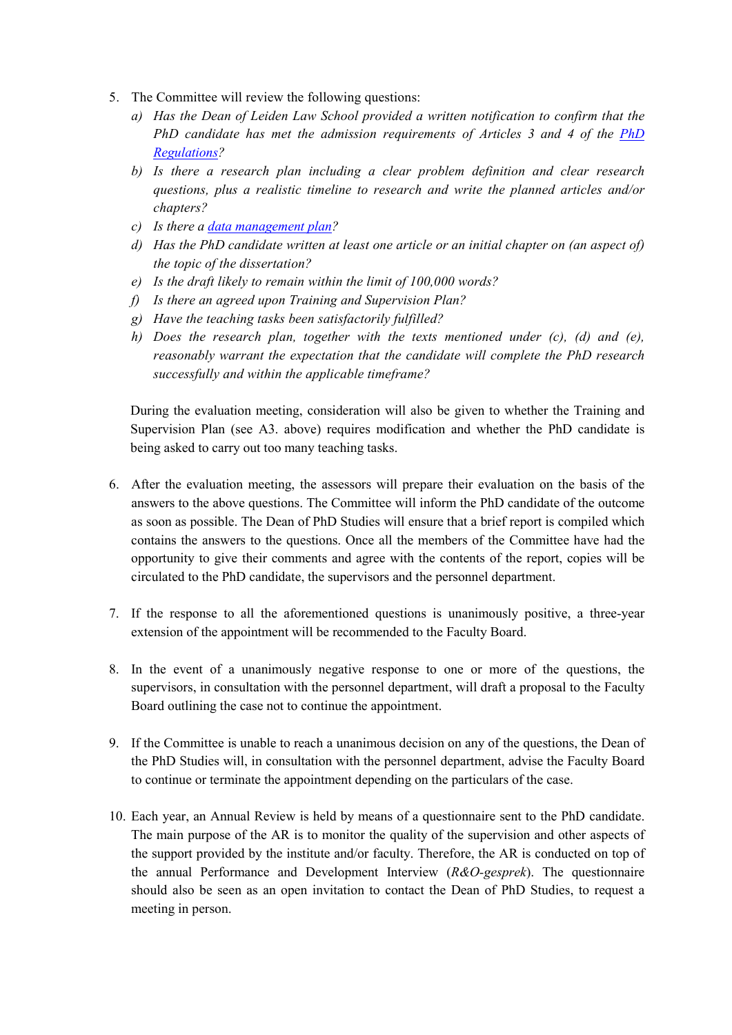5. The Committee will review the following questions:
   a) *Has the Dean of Leiden Law School provided a written notification to confirm that the PhD candidate has met the admission requirements of Articles 3 and 4 of the [PhD Regulations](PhD Regulations)?*
   b) *Is there a research plan including a clear problem definition and clear research questions, plus a realistic timeline to research and write the planned articles and/or chapters?*
   c) *Is there a [data management plan](data management plan)?*
   d) *Has the PhD candidate written at least one article or an initial chapter on (an aspect of) the topic of the dissertation?*
   e) *Is the draft likely to remain within the limit of 100,000 words?*
   f) *Is there an agreed upon Training and Supervision Plan?*
   g) *Have the teaching tasks been satisfactorily fulfilled?*
   h) *Does the research plan, together with the texts mentioned under (c), (d) and (e), reasonably warrant the expectation that the candidate will complete the PhD research successfully and within the applicable timeframe?*

   During the evaluation meeting, consideration will also be given to whether the Training and Supervision Plan (see A3. above) requires modification and whether the PhD candidate is being asked to carry out too many teaching tasks.

6. After the evaluation meeting, the assessors will prepare their evaluation on the basis of the answers to the above questions. The Committee will inform the PhD candidate of the outcome as soon as possible. The Dean of PhD Studies will ensure that a brief report is compiled which contains the answers to the questions. Once all the members of the Committee have had the opportunity to give their comments and agree with the contents of the report, copies will be circulated to the PhD candidate, the supervisors and the personnel department.

7. If the response to all the aforementioned questions is unanimously positive, a three-year extension of the appointment will be recommended to the Faculty Board.

8. In the event of a unanimously negative response to one or more of the questions, the supervisors, in consultation with the personnel department, will draft a proposal to the Faculty Board outlining the case not to continue the appointment.

9. If the Committee is unable to reach a unanimous decision on any of the questions, the Dean of the PhD Studies will, in consultation with the personnel department, advise the Faculty Board to continue or terminate the appointment depending on the particulars of the case.

10. Each year, an Annual Review is held by means of a questionnaire sent to the PhD candidate. The main purpose of the AR is to monitor the quality of the supervision and other aspects of the support provided by the institute and/or faculty. Therefore, the AR is conducted on top of the annual Performance and Development Interview (*R&O-gesprek*). The questionnaire should also be seen as an open invitation to contact the Dean of PhD Studies, to request a meeting in person.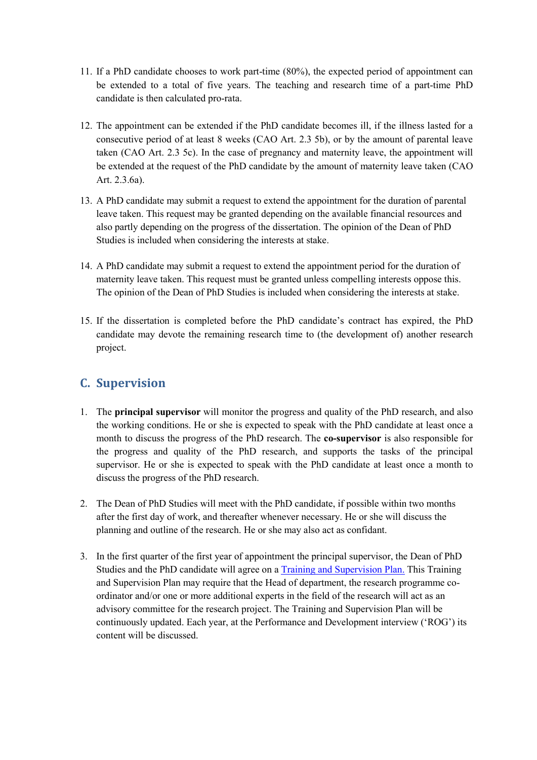11. If a PhD candidate chooses to work part-time (80%), the expected period of appointment can be extended to a total of five years. The teaching and research time of a part-time PhD candidate is then calculated pro-rata.

12. The appointment can be extended if the PhD candidate becomes ill, if the illness lasted for a consecutive period of at least 8 weeks (CAO Art. 2.3 5b), or by the amount of parental leave taken (CAO Art. 2.3 5c). In the case of pregnancy and maternity leave, the appointment will be extended at the request of the PhD candidate by the amount of maternity leave taken (CAO Art. 2.3.6a).

13. A PhD candidate may submit a request to extend the appointment for the duration of parental leave taken. This request may be granted depending on the available financial resources and also partly depending on the progress of the dissertation. The opinion of the Dean of PhD Studies is included when considering the interests at stake.

14. A PhD candidate may submit a request to extend the appointment period for the duration of maternity leave taken. This request must be granted unless compelling interests oppose this. The opinion of the Dean of PhD Studies is included when considering the interests at stake.

15. If the dissertation is completed before the PhD candidate's contract has expired, the PhD candidate may devote the remaining research time to (the development of) another research project.

## C. Supervision

1. The **principal supervisor** will monitor the progress and quality of the PhD research, and also the working conditions. He or she is expected to speak with the PhD candidate at least once a month to discuss the progress of the PhD research. The **co-supervisor** is also responsible for the progress and quality of the PhD research, and supports the tasks of the principal supervisor. He or she is expected to speak with the PhD candidate at least once a month to discuss the progress of the PhD research.

2. The Dean of PhD Studies will meet with the PhD candidate, if possible within two months after the first day of work, and thereafter whenever necessary. He or she will discuss the planning and outline of the research. He or she may also act as confidant.

3. In the first quarter of the first year of appointment the principal supervisor, the Dean of PhD Studies and the PhD candidate will agree on a Training and Supervision Plan. This Training and Supervision Plan may require that the Head of department, the research programme co-ordinator and/or one or more additional experts in the field of the research will act as an advisory committee for the research project. The Training and Supervision Plan will be continuously updated. Each year, at the Performance and Development interview ('ROG') its content will be discussed.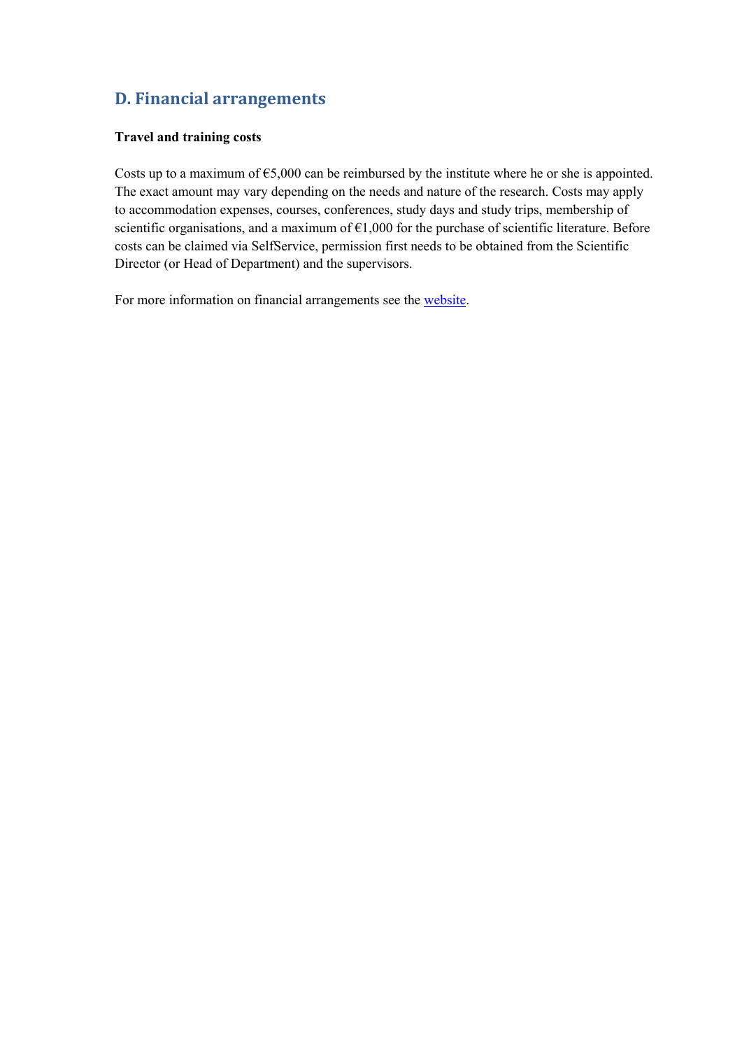## D. Financial arrangements

**Travel and training costs**

Costs up to a maximum of €5,000 can be reimbursed by the institute where he or she is appointed. The exact amount may vary depending on the needs and nature of the research. Costs may apply to accommodation expenses, courses, conferences, study days and study trips, membership of scientific organisations, and a maximum of €1,000 for the purchase of scientific literature. Before costs can be claimed via SelfService, permission first needs to be obtained from the Scientific Director (or Head of Department) and the supervisors.

For more information on financial arrangements see the website.